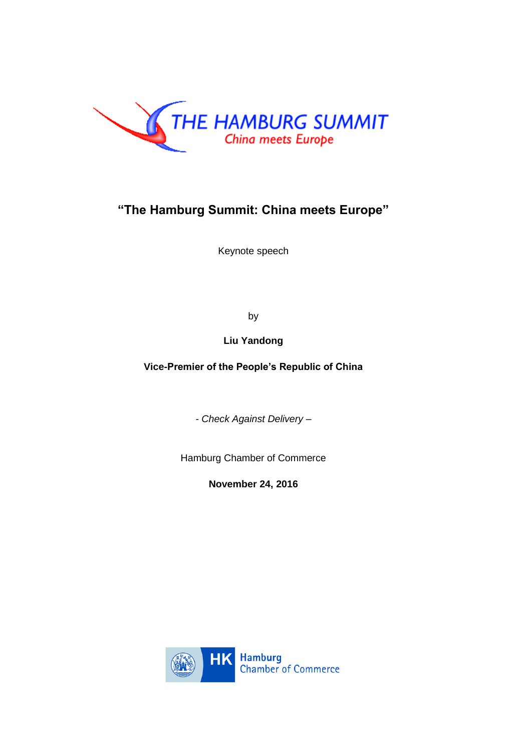THE HAMBURG SUMMIT

China meets Europe

# "The Hamburg Summit: China meets Europe"

Keynote speech

by

**Liu Yandong**

**Vice-Premier of the People's Republic of China**

*- Check Against Delivery –*

Hamburg Chamber of Commerce

**November 24, 2016**

HK Hamburg Chamber of Commerce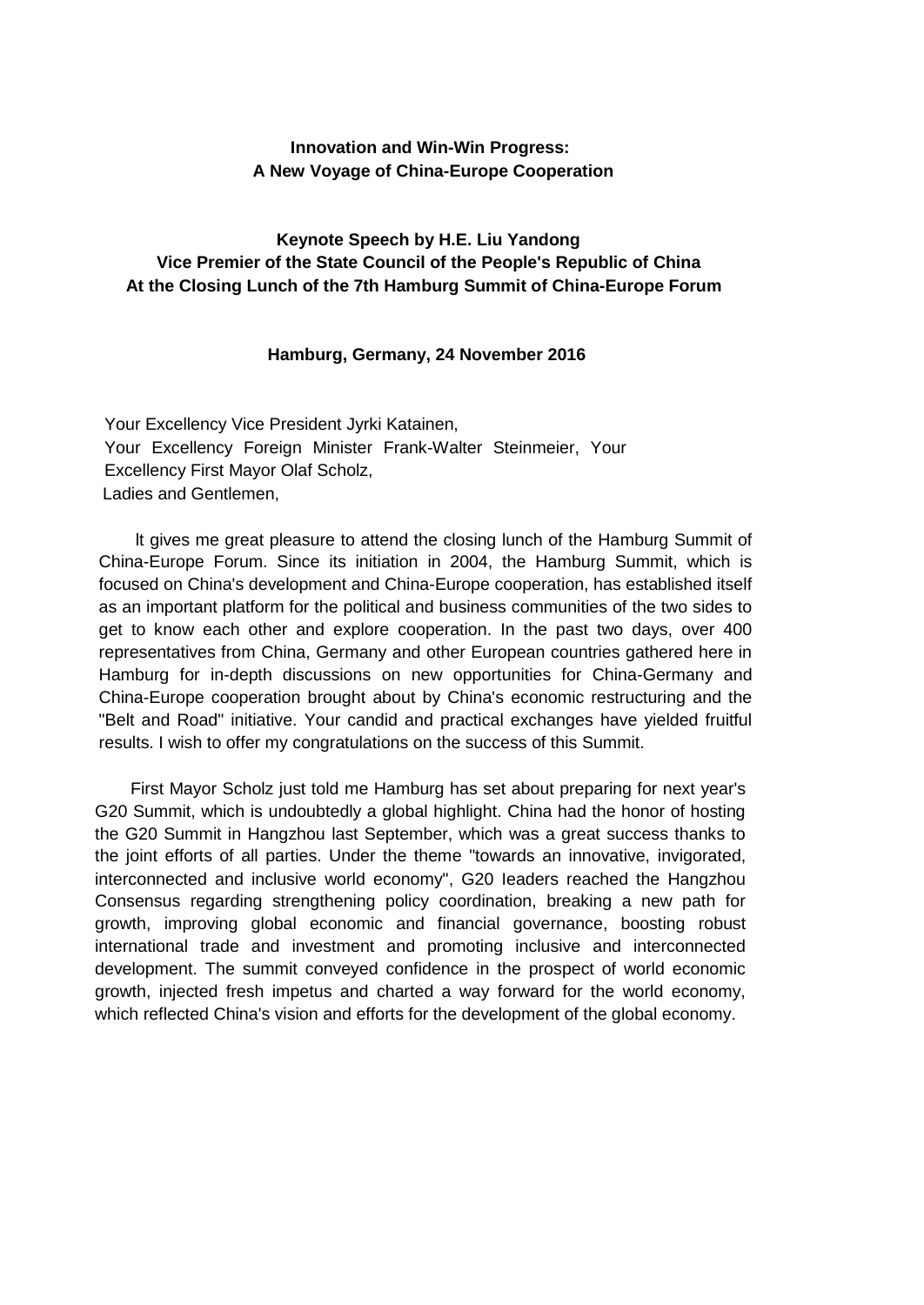**Innovation and Win-Win Progress:**
**A New Voyage of China-Europe Cooperation**

**Keynote Speech by H.E. Liu Yandong**
**Vice Premier of the State Council of the People's Republic of China**
**At the Closing Lunch of the 7th Hamburg Summit of China-Europe Forum**

**Hamburg, Germany, 24 November 2016**

Your Excellency Vice President Jyrki Katainen,
Your Excellency Foreign Minister Frank-Walter Steinmeier, Your Excellency First Mayor Olaf Scholz,
Ladies and Gentlemen,

It gives me great pleasure to attend the closing lunch of the Hamburg Summit of China-Europe Forum. Since its initiation in 2004, the Hamburg Summit, which is focused on China's development and China-Europe cooperation, has established itself as an important platform for the political and business communities of the two sides to get to know each other and explore cooperation. In the past two days, over 400 representatives from China, Germany and other European countries gathered here in Hamburg for in-depth discussions on new opportunities for China-Germany and China-Europe cooperation brought about by China's economic restructuring and the "Belt and Road" initiative. Your candid and practical exchanges have yielded fruitful results. I wish to offer my congratulations on the success of this Summit.

First Mayor Scholz just told me Hamburg has set about preparing for next year's G20 Summit, which is undoubtedly a global highlight. China had the honor of hosting the G20 Summit in Hangzhou last September, which was a great success thanks to the joint efforts of all parties. Under the theme "towards an innovative, invigorated, interconnected and inclusive world economy", G20 leaders reached the Hangzhou Consensus regarding strengthening policy coordination, breaking a new path for growth, improving global economic and financial governance, boosting robust international trade and investment and promoting inclusive and interconnected development. The summit conveyed confidence in the prospect of world economic growth, injected fresh impetus and charted a way forward for the world economy, which reflected China's vision and efforts for the development of the global economy.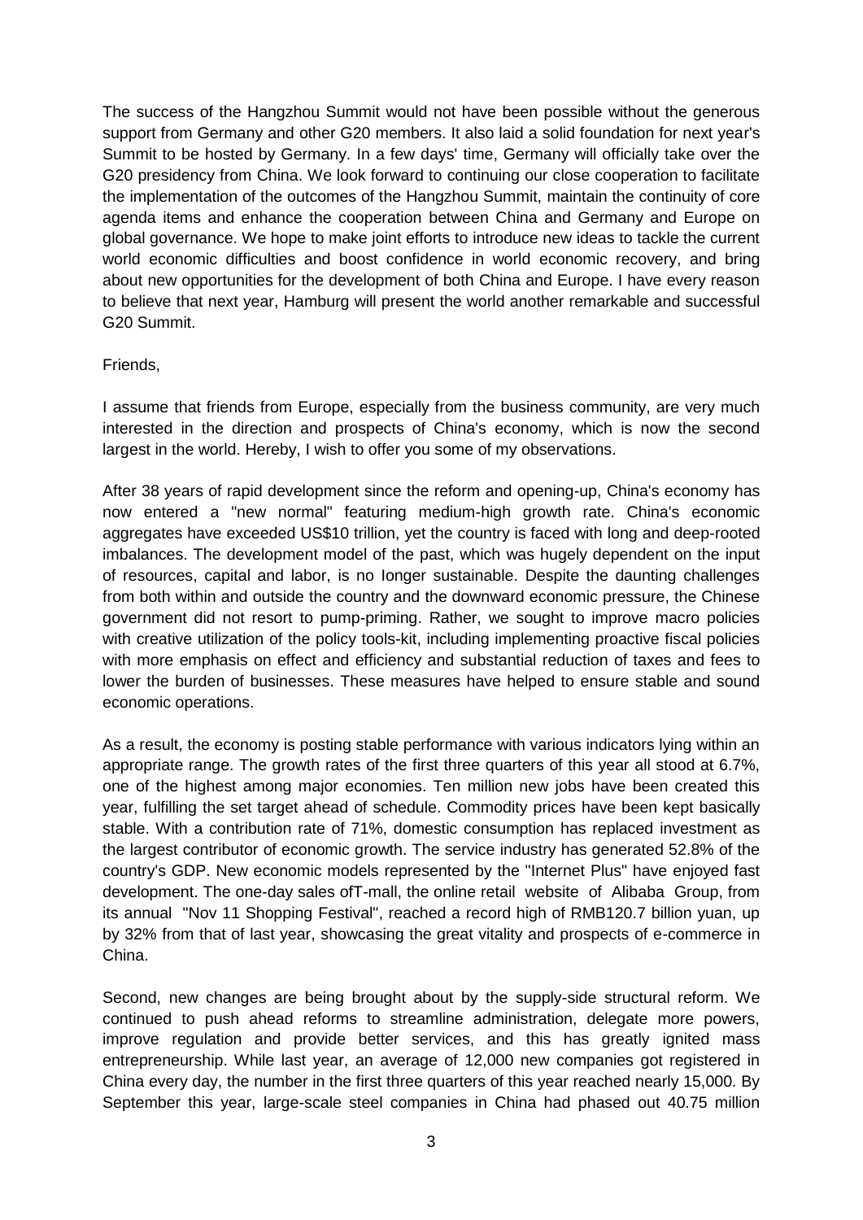The success of the Hangzhou Summit would not have been possible without the generous support from Germany and other G20 members. It also laid a solid foundation for next year's Summit to be hosted by Germany. In a few days' time, Germany will officially take over the G20 presidency from China. We look forward to continuing our close cooperation to facilitate the implementation of the outcomes of the Hangzhou Summit, maintain the continuity of core agenda items and enhance the cooperation between China and Germany and Europe on global governance. We hope to make joint efforts to introduce new ideas to tackle the current world economic difficulties and boost confidence in world economic recovery, and bring about new opportunities for the development of both China and Europe. I have every reason to believe that next year, Hamburg will present the world another remarkable and successful G20 Summit.

Friends,

I assume that friends from Europe, especially from the business community, are very much interested in the direction and prospects of China's economy, which is now the second largest in the world. Hereby, I wish to offer you some of my observations.

After 38 years of rapid development since the reform and opening-up, China's economy has now entered a "new normal" featuring medium-high growth rate. China's economic aggregates have exceeded US$10 trillion, yet the country is faced with long and deep-rooted imbalances. The development model of the past, which was hugely dependent on the input of resources, capital and labor, is no Ionger sustainable. Despite the daunting challenges from both within and outside the country and the downward economic pressure, the Chinese government did not resort to pump-priming. Rather, we sought to improve macro policies with creative utilization of the policy tools-kit, including implementing proactive fiscal policies with more emphasis on effect and efficiency and substantial reduction of taxes and fees to lower the burden of businesses. These measures have helped to ensure stable and sound economic operations.

As a result, the economy is posting stable performance with various indicators lying within an appropriate range. The growth rates of the first three quarters of this year all stood at 6.7%, one of the highest among major economies. Ten million new jobs have been created this year, fulfilling the set target ahead of schedule. Commodity prices have been kept basically stable. With a contribution rate of 71%, domestic consumption has replaced investment as the largest contributor of economic growth. The service industry has generated 52.8% of the country's GDP. New economic models represented by the "Internet Plus" have enjoyed fast development. The one-day sales ofT-mall, the online retail website of Alibaba Group, from its annual "Nov 11 Shopping Festival", reached a record high of RMB120.7 billion yuan, up by 32% from that of last year, showcasing the great vitality and prospects of e-commerce in China.

Second, new changes are being brought about by the supply-side structural reform. We continued to push ahead reforms to streamline administration, delegate more powers, improve regulation and provide better services, and this has greatly ignited mass entrepreneurship. While last year, an average of 12,000 new companies got registered in China every day, the number in the first three quarters of this year reached nearly 15,000. By September this year, large-scale steel companies in China had phased out 40.75 million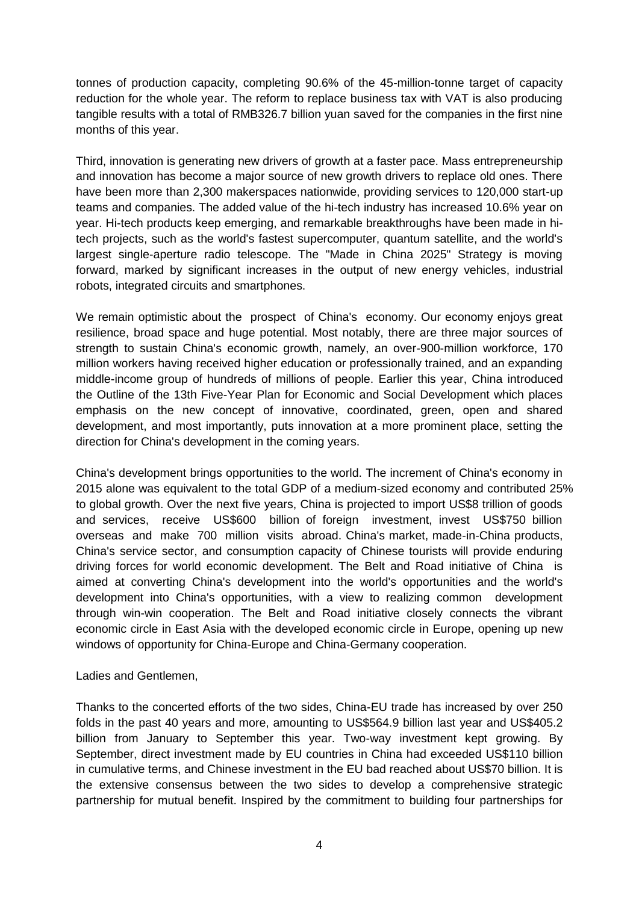tonnes of production capacity, completing 90.6% of the 45-million-tonne target of capacity reduction for the whole year. The reform to replace business tax with VAT is also producing tangible results with a total of RMB326.7 billion yuan saved for the companies in the first nine months of this year.

Third, innovation is generating new drivers of growth at a faster pace. Mass entrepreneurship and innovation has become a major source of new growth drivers to replace old ones. There have been more than 2,300 makerspaces nationwide, providing services to 120,000 start-up teams and companies. The added value of the hi-tech industry has increased 10.6% year on year. Hi-tech products keep emerging, and remarkable breakthroughs have been made in hi-tech projects, such as the world's fastest supercomputer, quantum satellite, and the world's largest single-aperture radio telescope. The "Made in China 2025" Strategy is moving forward, marked by significant increases in the output of new energy vehicles, industrial robots, integrated circuits and smartphones.

We remain optimistic about the prospect of China's economy. Our economy enjoys great resilience, broad space and huge potential. Most notably, there are three major sources of strength to sustain China's economic growth, namely, an over-900-million workforce, 170 million workers having received higher education or professionally trained, and an expanding middle-income group of hundreds of millions of people. Earlier this year, China introduced the Outline of the 13th Five-Year Plan for Economic and Social Development which places emphasis on the new concept of innovative, coordinated, green, open and shared development, and most importantly, puts innovation at a more prominent place, setting the direction for China's development in the coming years.

China's development brings opportunities to the world. The increment of China's economy in 2015 alone was equivalent to the total GDP of a medium-sized economy and contributed 25% to global growth. Over the next five years, China is projected to import US$8 trillion of goods and services, receive US$600 billion of foreign investment, invest US$750 billion overseas and make 700 million visits abroad. China's market, made-in-China products, China's service sector, and consumption capacity of Chinese tourists will provide enduring driving forces for world economic development. The Belt and Road initiative of China is aimed at converting China's development into the world's opportunities and the world's development into China's opportunities, with a view to realizing common development through win-win cooperation. The Belt and Road initiative closely connects the vibrant economic circle in East Asia with the developed economic circle in Europe, opening up new windows of opportunity for China-Europe and China-Germany cooperation.

Ladies and Gentlemen,

Thanks to the concerted efforts of the two sides, China-EU trade has increased by over 250 folds in the past 40 years and more, amounting to US$564.9 billion last year and US$405.2 billion from January to September this year. Two-way investment kept growing. By September, direct investment made by EU countries in China had exceeded US$110 billion in cumulative terms, and Chinese investment in the EU bad reached about US$70 billion. It is the extensive consensus between the two sides to develop a comprehensive strategic partnership for mutual benefit. Inspired by the commitment to building four partnerships for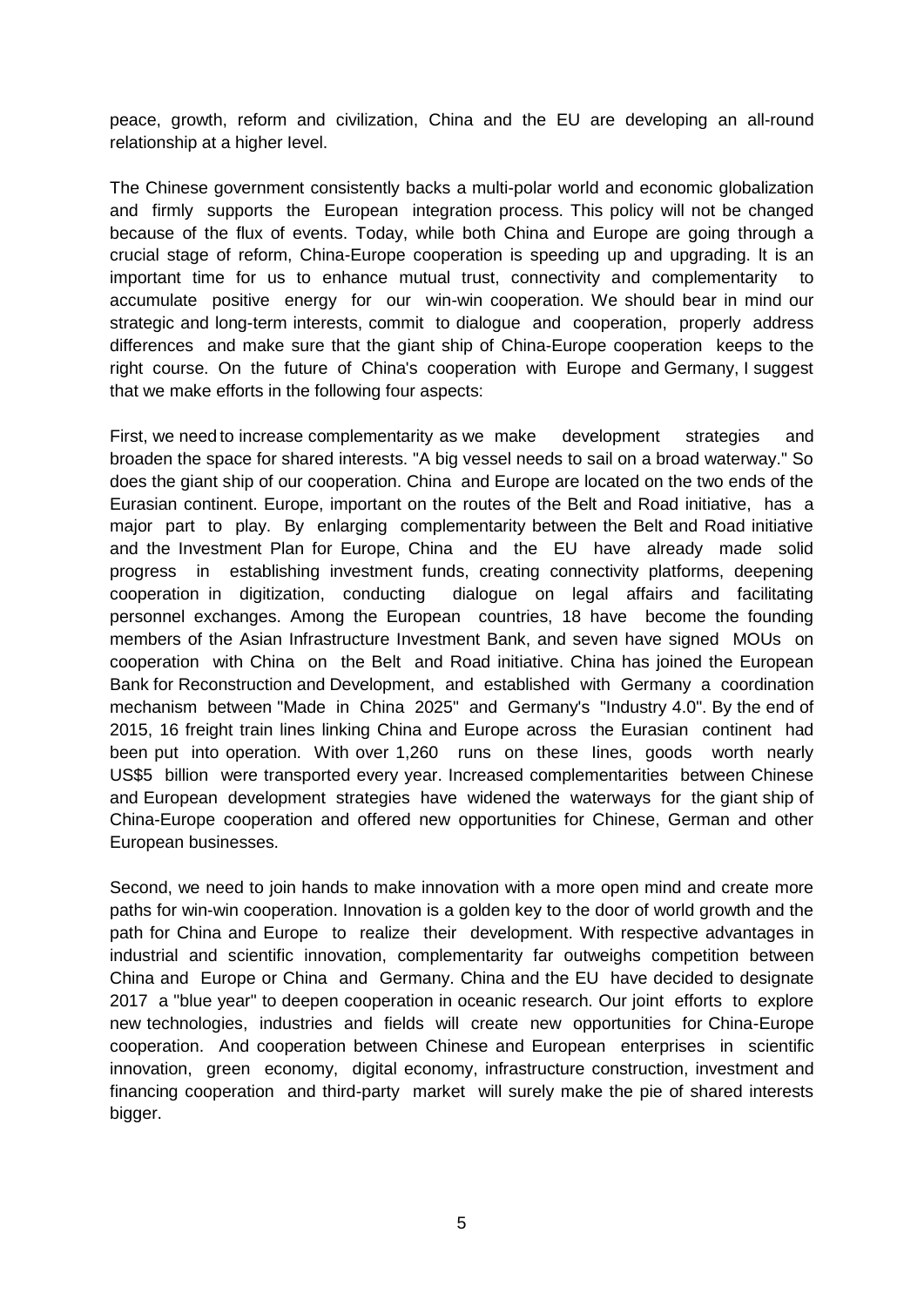peace, growth, reform and civilization, China and the EU are developing an all-round relationship at a higher level.

The Chinese government consistently backs a multi-polar world and economic globalization and firmly supports the European integration process. This policy will not be changed because of the flux of events. Today, while both China and Europe are going through a crucial stage of reform, China-Europe cooperation is speeding up and upgrading. It is an important time for us to enhance mutual trust, connectivity and complementarity to accumulate positive energy for our win-win cooperation. We should bear in mind our strategic and long-term interests, commit to dialogue and cooperation, properly address differences and make sure that the giant ship of China-Europe cooperation keeps to the right course. On the future of China's cooperation with Europe and Germany, I suggest that we make efforts in the following four aspects:

First, we need to increase complementarity as we make development strategies and broaden the space for shared interests. "A big vessel needs to sail on a broad waterway." So does the giant ship of our cooperation. China and Europe are located on the two ends of the Eurasian continent. Europe, important on the routes of the Belt and Road initiative, has a major part to play. By enlarging complementarity between the Belt and Road initiative and the Investment Plan for Europe, China and the EU have already made solid progress in establishing investment funds, creating connectivity platforms, deepening cooperation in digitization, conducting dialogue on legal affairs and facilitating personnel exchanges. Among the European countries, 18 have become the founding members of the Asian Infrastructure Investment Bank, and seven have signed MOUs on cooperation with China on the Belt and Road initiative. China has joined the European Bank for Reconstruction and Development, and established with Germany a coordination mechanism between "Made in China 2025" and Germany's "Industry 4.0". By the end of 2015, 16 freight train lines linking China and Europe across the Eurasian continent had been put into operation. With over 1,260 runs on these lines, goods worth nearly US$5 billion were transported every year. Increased complementarities between Chinese and European development strategies have widened the waterways for the giant ship of China-Europe cooperation and offered new opportunities for Chinese, German and other European businesses.

Second, we need to join hands to make innovation with a more open mind and create more paths for win-win cooperation. Innovation is a golden key to the door of world growth and the path for China and Europe to realize their development. With respective advantages in industrial and scientific innovation, complementarity far outweighs competition between China and Europe or China and Germany. China and the EU have decided to designate 2017 a "blue year" to deepen cooperation in oceanic research. Our joint efforts to explore new technologies, industries and fields will create new opportunities for China-Europe cooperation. And cooperation between Chinese and European enterprises in scientific innovation, green economy, digital economy, infrastructure construction, investment and financing cooperation and third-party market will surely make the pie of shared interests bigger.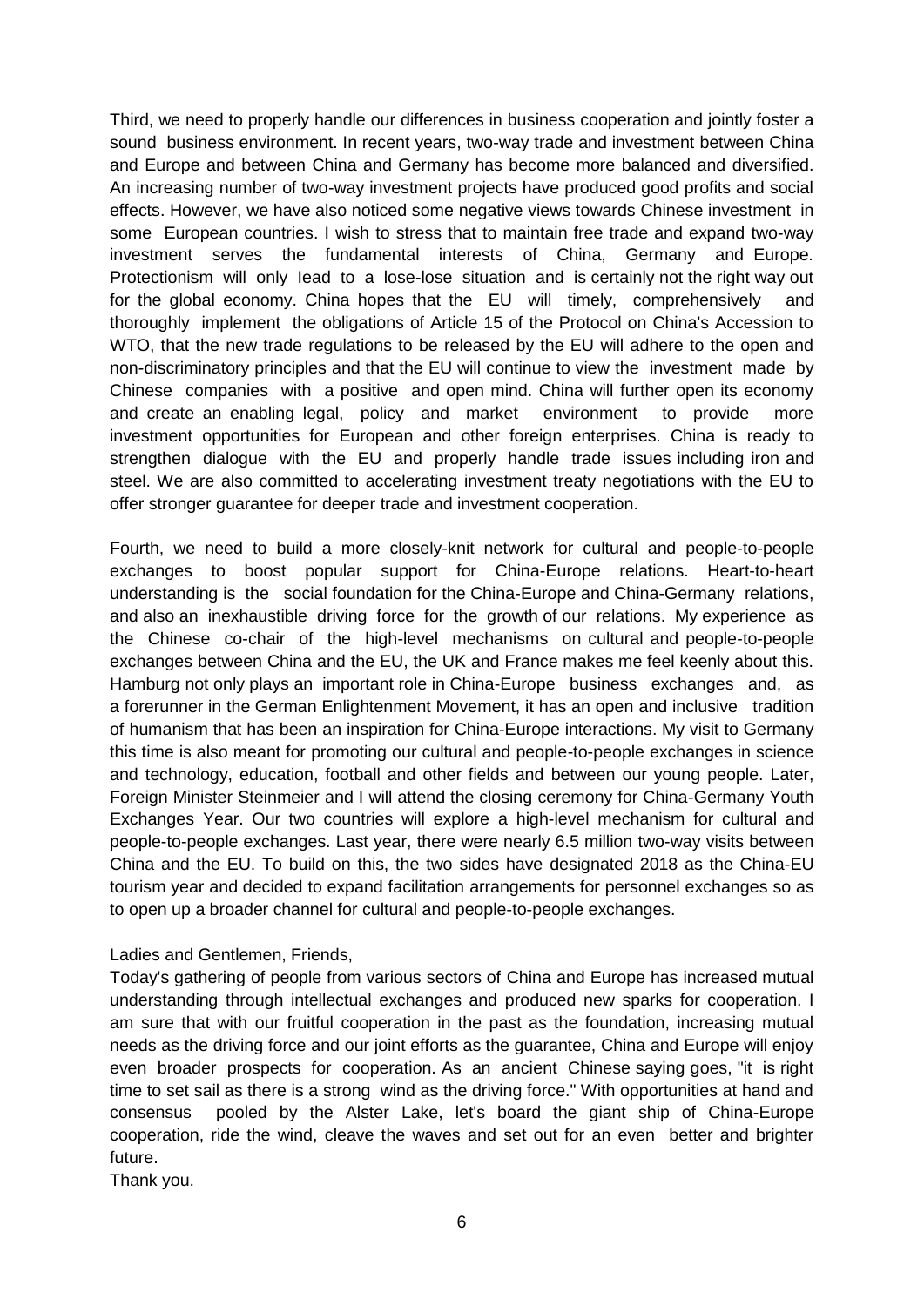Third, we need to properly handle our differences in business cooperation and jointly foster a sound business environment. In recent years, two-way trade and investment between China and Europe and between China and Germany has become more balanced and diversified. An increasing number of two-way investment projects have produced good profits and social effects. However, we have also noticed some negative views towards Chinese investment in some European countries. I wish to stress that to maintain free trade and expand two-way investment serves the fundamental interests of China, Germany and Europe. Protectionism will only lead to a lose-lose situation and is certainly not the right way out for the global economy. China hopes that the EU will timely, comprehensively and thoroughly implement the obligations of Article 15 of the Protocol on China's Accession to WTO, that the new trade regulations to be released by the EU will adhere to the open and non-discriminatory principles and that the EU will continue to view the investment made by Chinese companies with a positive and open mind. China will further open its economy and create an enabling legal, policy and market environment to provide more investment opportunities for European and other foreign enterprises. China is ready to strengthen dialogue with the EU and properly handle trade issues including iron and steel. We are also committed to accelerating investment treaty negotiations with the EU to offer stronger guarantee for deeper trade and investment cooperation.

Fourth, we need to build a more closely-knit network for cultural and people-to-people exchanges to boost popular support for China-Europe relations. Heart-to-heart understanding is the social foundation for the China-Europe and China-Germany relations, and also an inexhaustible driving force for the growth of our relations. My experience as the Chinese co-chair of the high-level mechanisms on cultural and people-to-people exchanges between China and the EU, the UK and France makes me feel keenly about this. Hamburg not only plays an important role in China-Europe business exchanges and, as a forerunner in the German Enlightenment Movement, it has an open and inclusive tradition of humanism that has been an inspiration for China-Europe interactions. My visit to Germany this time is also meant for promoting our cultural and people-to-people exchanges in science and technology, education, football and other fields and between our young people. Later, Foreign Minister Steinmeier and I will attend the closing ceremony for China-Germany Youth Exchanges Year. Our two countries will explore a high-level mechanism for cultural and people-to-people exchanges. Last year, there were nearly 6.5 million two-way visits between China and the EU. To build on this, the two sides have designated 2018 as the China-EU tourism year and decided to expand facilitation arrangements for personnel exchanges so as to open up a broader channel for cultural and people-to-people exchanges.

Ladies and Gentlemen, Friends,

Today's gathering of people from various sectors of China and Europe has increased mutual understanding through intellectual exchanges and produced new sparks for cooperation. I am sure that with our fruitful cooperation in the past as the foundation, increasing mutual needs as the driving force and our joint efforts as the guarantee, China and Europe will enjoy even broader prospects for cooperation. As an ancient Chinese saying goes, "it is right time to set sail as there is a strong wind as the driving force." With opportunities at hand and consensus pooled by the Alster Lake, let's board the giant ship of China-Europe cooperation, ride the wind, cleave the waves and set out for an even better and brighter future.

Thank you.